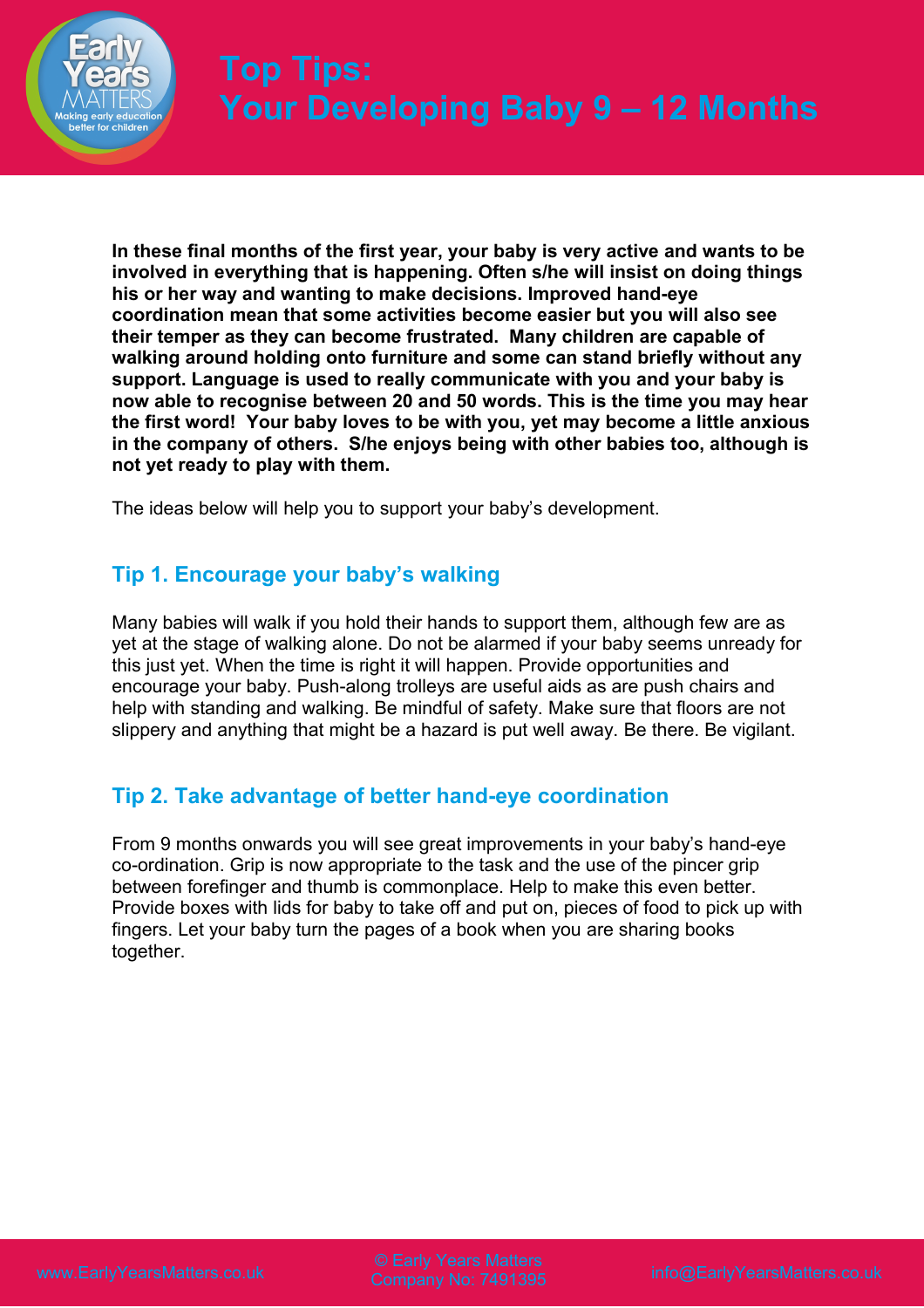# Top Tips: Your Developing Baby 9 – 12 Months

**In these final months of the first year, your baby is very active and wants to be involved in everything that is happening. Often s/he will insist on doing things his or her way and wanting to make decisions. Improved hand-eye coordination mean that some activities become easier but you will also see their temper as they can become frustrated. Many children are capable of walking around holding onto furniture and some can stand briefly without any support. Language is used to really communicate with you and your baby is now able to recognise between 20 and 50 words. This is the time you may hear the first word! Your baby loves to be with you, yet may become a little anxious in the company of others. S/he enjoys being with other babies too, although is not yet ready to play with them.**

The ideas below will help you to support your baby's development.

## Tip 1. Encourage your baby's walking

Many babies will walk if you hold their hands to support them, although few are as yet at the stage of walking alone. Do not be alarmed if your baby seems unready for this just yet. When the time is right it will happen. Provide opportunities and encourage your baby. Push-along trolleys are useful aids as are push chairs and help with standing and walking. Be mindful of safety. Make sure that floors are not slippery and anything that might be a hazard is put well away. Be there. Be vigilant.

## Tip 2. Take advantage of better hand-eye coordination

From 9 months onwards you will see great improvements in your baby's hand-eye co-ordination. Grip is now appropriate to the task and the use of the pincer grip between forefinger and thumb is commonplace. Help to make this even better. Provide boxes with lids for baby to take off and put on, pieces of food to pick up with fingers. Let your baby turn the pages of a book when you are sharing books together.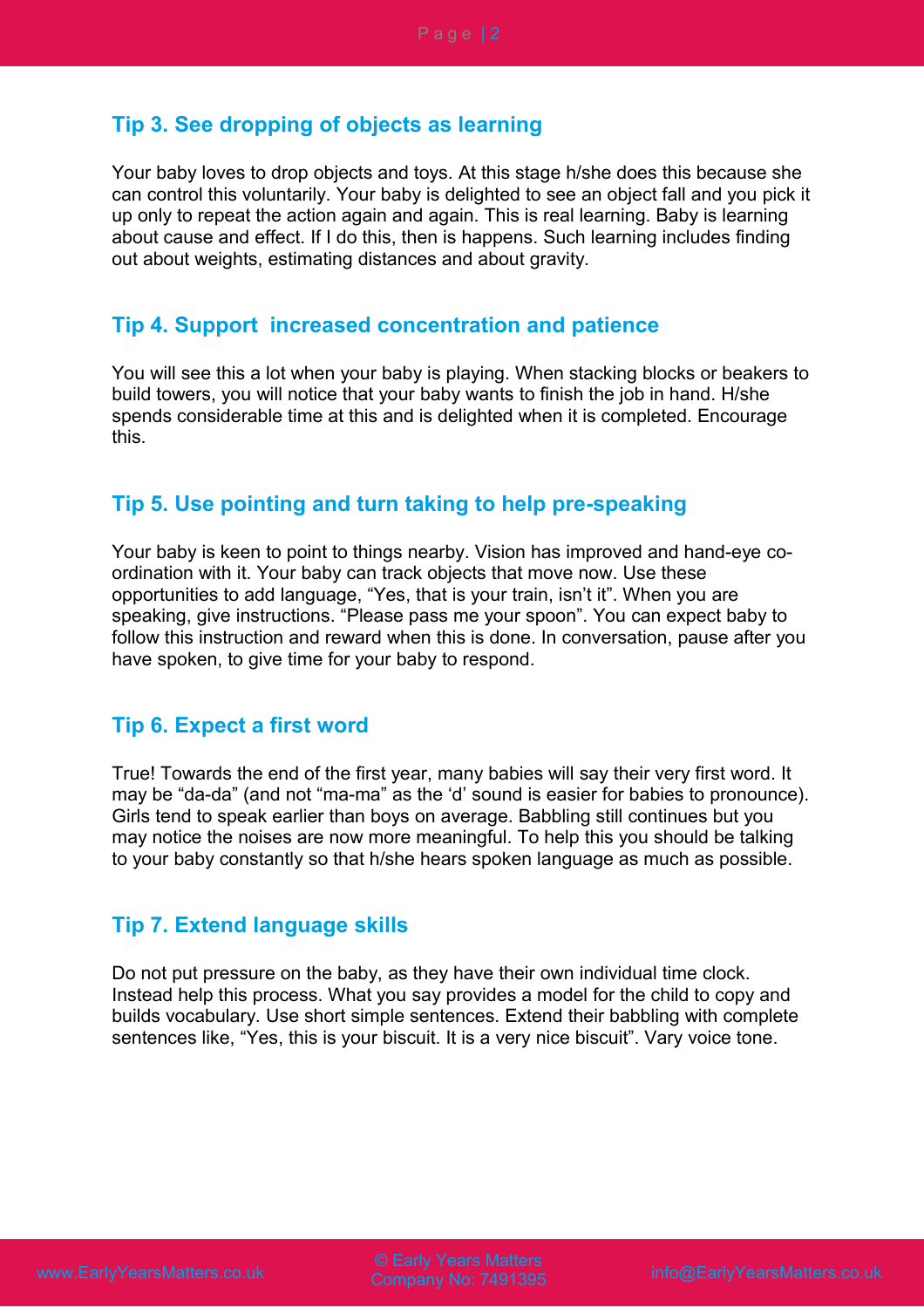## Tip 3. See dropping of objects as learning

Your baby loves to drop objects and toys. At this stage h/she does this because she can control this voluntarily. Your baby is delighted to see an object fall and you pick it up only to repeat the action again and again. This is real learning. Baby is learning about cause and effect. If I do this, then is happens. Such learning includes finding out about weights, estimating distances and about gravity.

## Tip 4. Support increased concentration and patience

You will see this a lot when your baby is playing. When stacking blocks or beakers to build towers, you will notice that your baby wants to finish the job in hand. H/she spends considerable time at this and is delighted when it is completed. Encourage this.

## Tip 5. Use pointing and turn taking to help pre-speaking

Your baby is keen to point to things nearby. Vision has improved and hand-eye co-ordination with it. Your baby can track objects that move now. Use these opportunities to add language, "Yes, that is your train, isn't it". When you are speaking, give instructions. "Please pass me your spoon". You can expect baby to follow this instruction and reward when this is done. In conversation, pause after you have spoken, to give time for your baby to respond.

## Tip 6. Expect a first word

True! Towards the end of the first year, many babies will say their very first word. It may be "da-da" (and not "ma-ma" as the 'd' sound is easier for babies to pronounce). Girls tend to speak earlier than boys on average. Babbling still continues but you may notice the noises are now more meaningful. To help this you should be talking to your baby constantly so that h/she hears spoken language as much as possible.

## Tip 7. Extend language skills

Do not put pressure on the baby, as they have their own individual time clock. Instead help this process. What you say provides a model for the child to copy and builds vocabulary. Use short simple sentences. Extend their babbling with complete sentences like, "Yes, this is your biscuit. It is a very nice biscuit". Vary voice tone.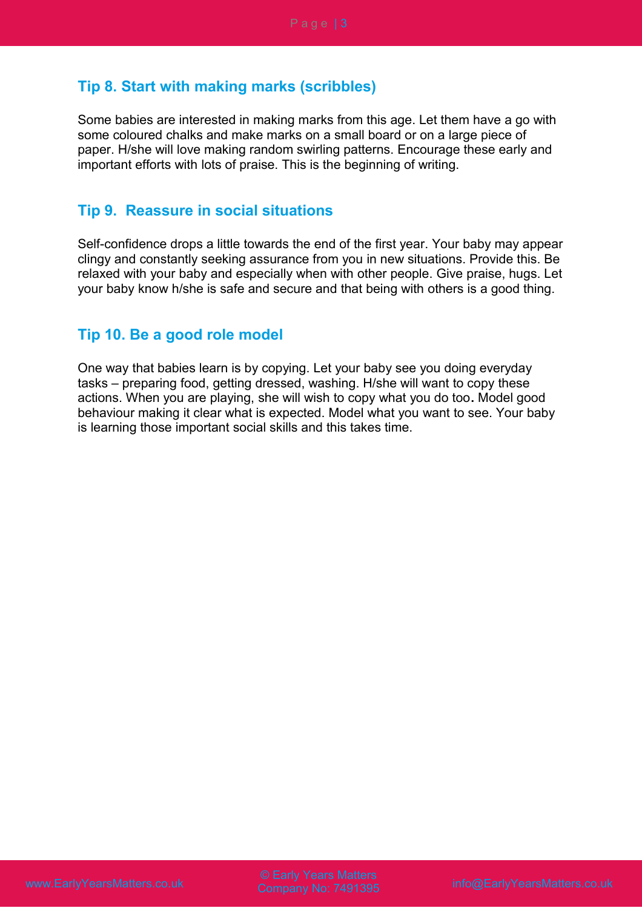## Tip 8. Start with making marks (scribbles)

Some babies are interested in making marks from this age. Let them have a go with some coloured chalks and make marks on a small board or on a large piece of paper. H/she will love making random swirling patterns. Encourage these early and important efforts with lots of praise. This is the beginning of writing.

## Tip 9.  Reassure in social situations

Self-confidence drops a little towards the end of the first year. Your baby may appear clingy and constantly seeking assurance from you in new situations. Provide this. Be relaxed with your baby and especially when with other people. Give praise, hugs. Let your baby know h/she is safe and secure and that being with others is a good thing.

## Tip 10. Be a good role model

One way that babies learn is by copying. Let your baby see you doing everyday tasks – preparing food, getting dressed, washing. H/she will want to copy these actions. When you are playing, she will wish to copy what you do too**.** Model good behaviour making it clear what is expected. Model what you want to see. Your baby is learning those important social skills and this takes time.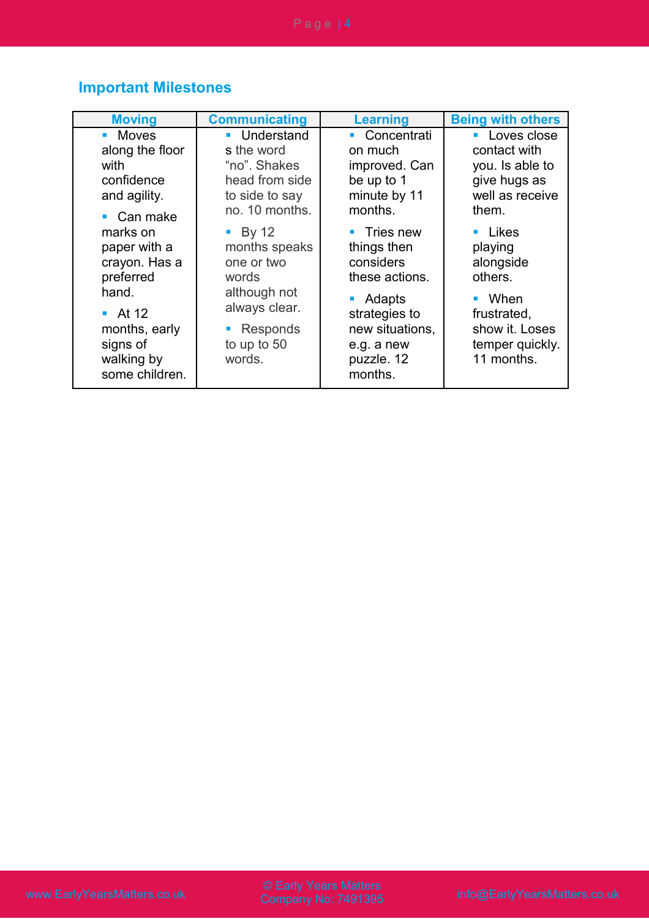## Important Milestones

| Moving | Communicating | Learning | Being with others |
|---|---|---|---|
| ▪ Moves along the floor with confidence and agility.<br>▪ Can make marks on paper with a crayon. Has a preferred hand.<br>▪ At 12 months, early signs of walking by some children. | ▪ Understands the word "no". Shakes head from side to side to say no. 10 months.<br>▪ By 12 months speaks one or two words although not always clear.<br>▪ Responds to up to 50 words. | ▪ Concentration much improved. Can be up to 1 minute by 11 months.<br>▪ Tries new things then considers these actions.<br>▪ Adapts strategies to new situations, e.g. a new puzzle. 12 months. | ▪ Loves close contact with you. Is able to give hugs as well as receive them.<br>▪ Likes playing alongside others.<br>▪ When frustrated, show it. Loses temper quickly. 11 months. |

www.EarlyYearsMatters.co.uk

© Early Years Matters
Company No: 7491395

info@EarlyYearsMatters.co.uk